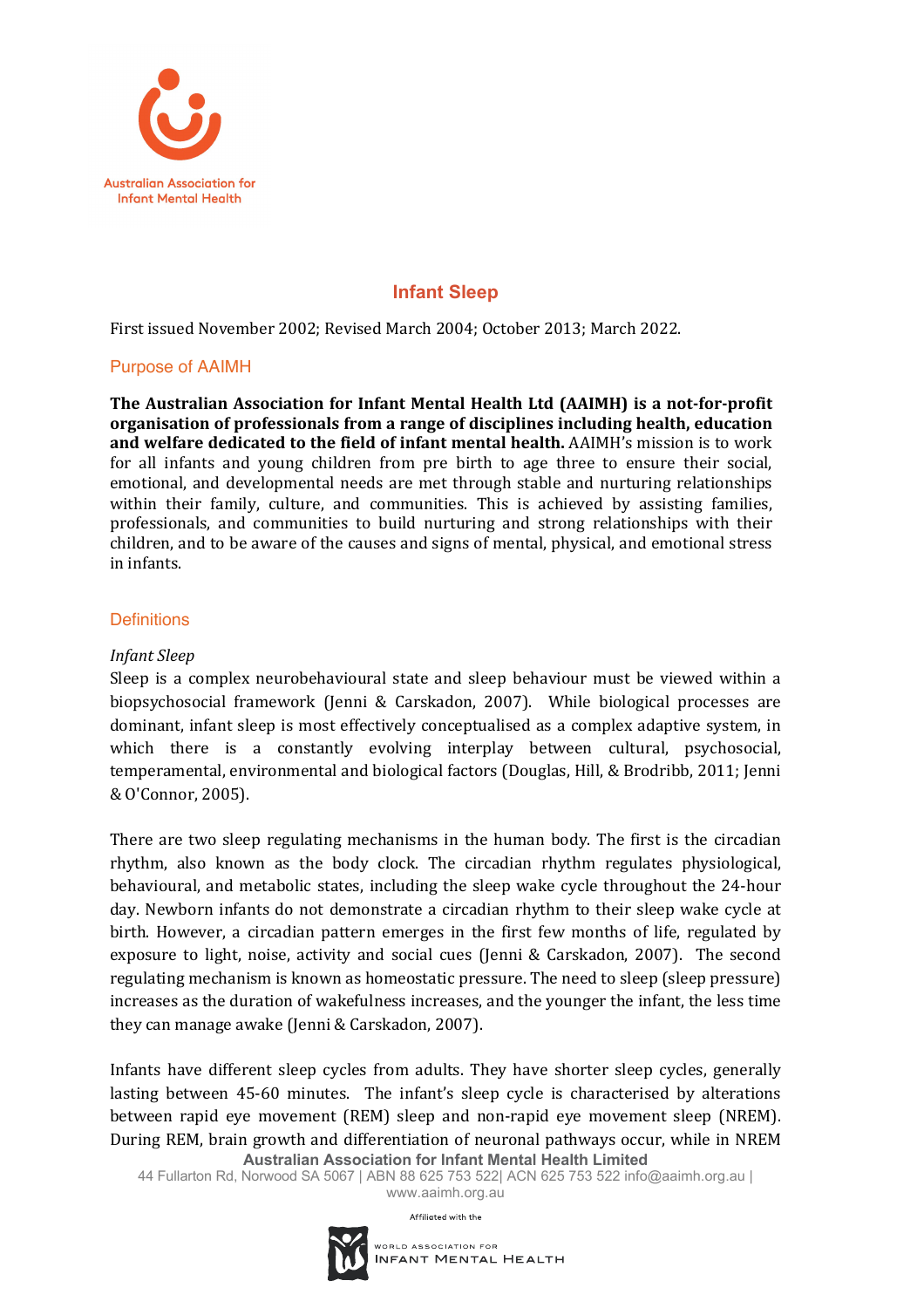# Infant Sleep

First issued November 2002; Revised March 2004; October 2013; March 2022.

## Purpose of AAIMH

**The Australian Association for Infant Mental Health Ltd (AAIMH) is a not-for-profit organisation of professionals from a range of disciplines including health, education and welfare dedicated to the field of infant mental health.** AAIMH's mission is to work for all infants and young children from pre birth to age three to ensure their social, emotional, and developmental needs are met through stable and nurturing relationships within their family, culture, and communities. This is achieved by assisting families, professionals, and communities to build nurturing and strong relationships with their children, and to be aware of the causes and signs of mental, physical, and emotional stress in infants.

## Definitions

### *Infant Sleep*

Sleep is a complex neurobehavioural state and sleep behaviour must be viewed within a biopsychosocial framework (Jenni & Carskadon, 2007). While biological processes are dominant, infant sleep is most effectively conceptualised as a complex adaptive system, in which there is a constantly evolving interplay between cultural, psychosocial, temperamental, environmental and biological factors (Douglas, Hill, & Brodribb, 2011; Jenni & O'Connor, 2005).

There are two sleep regulating mechanisms in the human body. The first is the circadian rhythm, also known as the body clock. The circadian rhythm regulates physiological, behavioural, and metabolic states, including the sleep wake cycle throughout the 24-hour day. Newborn infants do not demonstrate a circadian rhythm to their sleep wake cycle at birth. However, a circadian pattern emerges in the first few months of life, regulated by exposure to light, noise, activity and social cues (Jenni & Carskadon, 2007). The second regulating mechanism is known as homeostatic pressure. The need to sleep (sleep pressure) increases as the duration of wakefulness increases, and the younger the infant, the less time they can manage awake (Jenni & Carskadon, 2007).

Infants have different sleep cycles from adults. They have shorter sleep cycles, generally lasting between 45-60 minutes. The infant's sleep cycle is characterised by alterations between rapid eye movement (REM) sleep and non-rapid eye movement sleep (NREM). During REM, brain growth and differentiation of neuronal pathways occur, while in NREM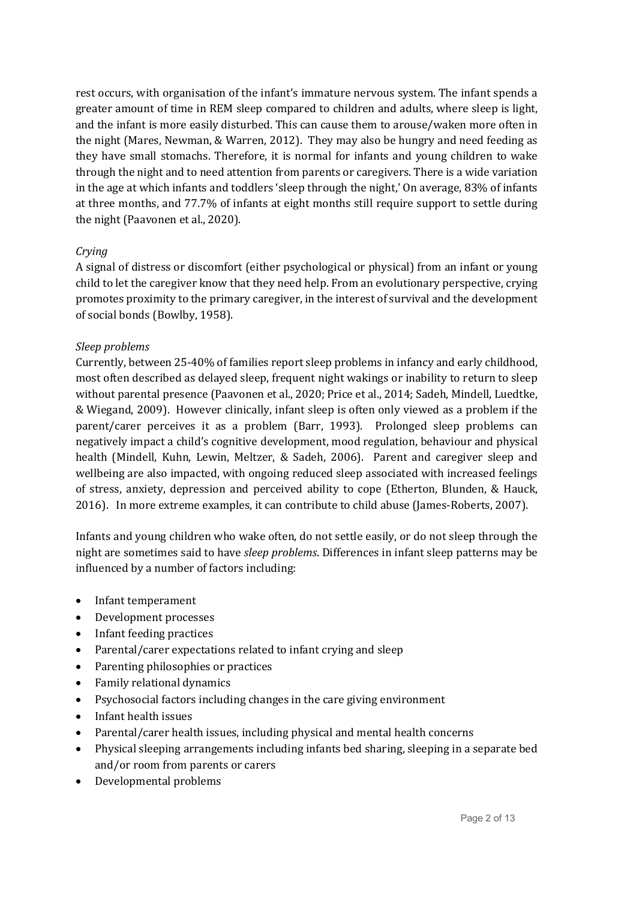rest occurs, with organisation of the infant's immature nervous system. The infant spends a greater amount of time in REM sleep compared to children and adults, where sleep is light, and the infant is more easily disturbed. This can cause them to arouse/waken more often in the night (Mares, Newman, & Warren, 2012). They may also be hungry and need feeding as they have small stomachs. Therefore, it is normal for infants and young children to wake through the night and to need attention from parents or caregivers. There is a wide variation in the age at which infants and toddlers 'sleep through the night,' On average, 83% of infants at three months, and 77.7% of infants at eight months still require support to settle during the night (Paavonen et al., 2020).

*Crying*

A signal of distress or discomfort (either psychological or physical) from an infant or young child to let the caregiver know that they need help. From an evolutionary perspective, crying promotes proximity to the primary caregiver, in the interest of survival and the development of social bonds (Bowlby, 1958).

*Sleep problems*

Currently, between 25-40% of families report sleep problems in infancy and early childhood, most often described as delayed sleep, frequent night wakings or inability to return to sleep without parental presence (Paavonen et al., 2020; Price et al., 2014; Sadeh, Mindell, Luedtke, & Wiegand, 2009). However clinically, infant sleep is often only viewed as a problem if the parent/carer perceives it as a problem (Barr, 1993). Prolonged sleep problems can negatively impact a child's cognitive development, mood regulation, behaviour and physical health (Mindell, Kuhn, Lewin, Meltzer, & Sadeh, 2006). Parent and caregiver sleep and wellbeing are also impacted, with ongoing reduced sleep associated with increased feelings of stress, anxiety, depression and perceived ability to cope (Etherton, Blunden, & Hauck, 2016). In more extreme examples, it can contribute to child abuse (James-Roberts, 2007).

Infants and young children who wake often, do not settle easily, or do not sleep through the night are sometimes said to have *sleep problems*. Differences in infant sleep patterns may be influenced by a number of factors including:

- Infant temperament
- Development processes
- Infant feeding practices
- Parental/carer expectations related to infant crying and sleep
- Parenting philosophies or practices
- Family relational dynamics
- Psychosocial factors including changes in the care giving environment
- Infant health issues
- Parental/carer health issues, including physical and mental health concerns
- Physical sleeping arrangements including infants bed sharing, sleeping in a separate bed and/or room from parents or carers
- Developmental problems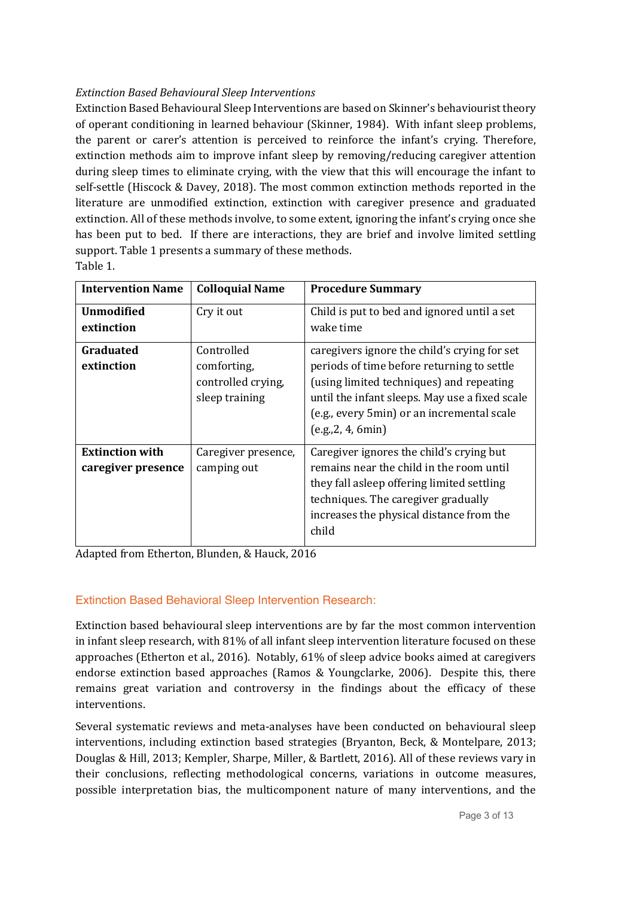*Extinction Based Behavioural Sleep Interventions*

Extinction Based Behavioural Sleep Interventions are based on Skinner's behaviourist theory of operant conditioning in learned behaviour (Skinner, 1984). With infant sleep problems, the parent or carer's attention is perceived to reinforce the infant's crying. Therefore, extinction methods aim to improve infant sleep by removing/reducing caregiver attention during sleep times to eliminate crying, with the view that this will encourage the infant to self-settle (Hiscock & Davey, 2018). The most common extinction methods reported in the literature are unmodified extinction, extinction with caregiver presence and graduated extinction. All of these methods involve, to some extent, ignoring the infant's crying once she has been put to bed. If there are interactions, they are brief and involve limited settling support. Table 1 presents a summary of these methods.

Table 1.

| Intervention Name | Colloquial Name | Procedure Summary |
|---|---|---|
| **Unmodified extinction** | Cry it out | Child is put to bed and ignored until a set wake time |
| **Graduated extinction** | Controlled comforting, controlled crying, sleep training | caregivers ignore the child's crying for set periods of time before returning to settle (using limited techniques) and repeating until the infant sleeps. May use a fixed scale (e.g., every 5min) or an incremental scale (e.g.,2, 4, 6min) |
| **Extinction with caregiver presence** | Caregiver presence, camping out | Caregiver ignores the child's crying but remains near the child in the room until they fall asleep offering limited settling techniques. The caregiver gradually increases the physical distance from the child |

Adapted from Etherton, Blunden, & Hauck, 2016

## Extinction Based Behavioral Sleep Intervention Research:

Extinction based behavioural sleep interventions are by far the most common intervention in infant sleep research, with 81% of all infant sleep intervention literature focused on these approaches (Etherton et al., 2016). Notably, 61% of sleep advice books aimed at caregivers endorse extinction based approaches (Ramos & Youngclarke, 2006). Despite this, there remains great variation and controversy in the findings about the efficacy of these interventions.

Several systematic reviews and meta-analyses have been conducted on behavioural sleep interventions, including extinction based strategies (Bryanton, Beck, & Montelpare, 2013; Douglas & Hill, 2013; Kempler, Sharpe, Miller, & Bartlett, 2016). All of these reviews vary in their conclusions, reflecting methodological concerns, variations in outcome measures, possible interpretation bias, the multicomponent nature of many interventions, and the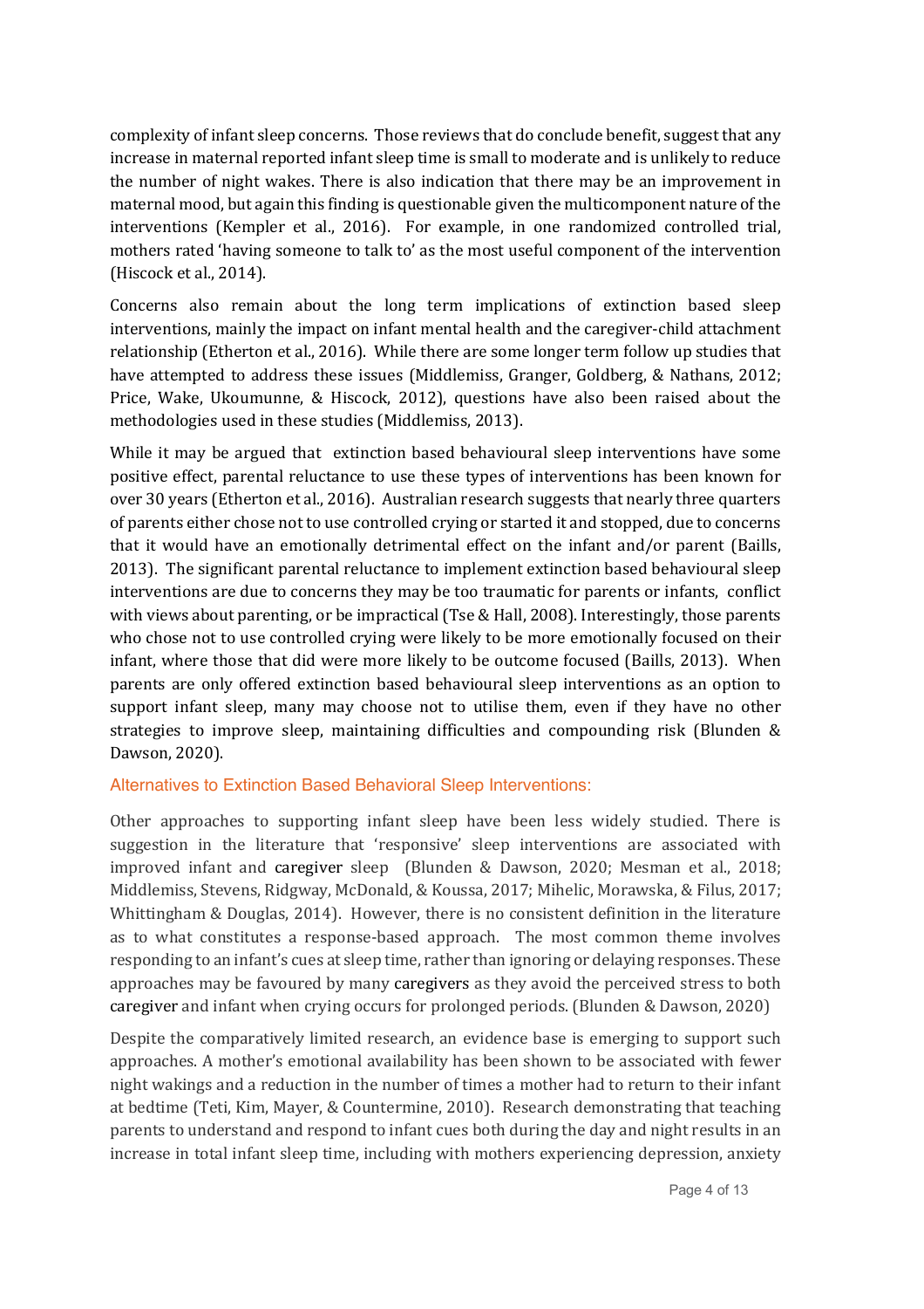complexity of infant sleep concerns. Those reviews that do conclude benefit, suggest that any increase in maternal reported infant sleep time is small to moderate and is unlikely to reduce the number of night wakes. There is also indication that there may be an improvement in maternal mood, but again this finding is questionable given the multicomponent nature of the interventions (Kempler et al., 2016). For example, in one randomized controlled trial, mothers rated 'having someone to talk to' as the most useful component of the intervention (Hiscock et al., 2014).

Concerns also remain about the long term implications of extinction based sleep interventions, mainly the impact on infant mental health and the caregiver-child attachment relationship (Etherton et al., 2016). While there are some longer term follow up studies that have attempted to address these issues (Middlemiss, Granger, Goldberg, & Nathans, 2012; Price, Wake, Ukoumunne, & Hiscock, 2012), questions have also been raised about the methodologies used in these studies (Middlemiss, 2013).

While it may be argued that extinction based behavioural sleep interventions have some positive effect, parental reluctance to use these types of interventions has been known for over 30 years (Etherton et al., 2016). Australian research suggests that nearly three quarters of parents either chose not to use controlled crying or started it and stopped, due to concerns that it would have an emotionally detrimental effect on the infant and/or parent (Baills, 2013). The significant parental reluctance to implement extinction based behavioural sleep interventions are due to concerns they may be too traumatic for parents or infants, conflict with views about parenting, or be impractical (Tse & Hall, 2008). Interestingly, those parents who chose not to use controlled crying were likely to be more emotionally focused on their infant, where those that did were more likely to be outcome focused (Baills, 2013). When parents are only offered extinction based behavioural sleep interventions as an option to support infant sleep, many may choose not to utilise them, even if they have no other strategies to improve sleep, maintaining difficulties and compounding risk (Blunden & Dawson, 2020).

## Alternatives to Extinction Based Behavioral Sleep Interventions:

Other approaches to supporting infant sleep have been less widely studied. There is suggestion in the literature that 'responsive' sleep interventions are associated with improved infant and caregiver sleep (Blunden & Dawson, 2020; Mesman et al., 2018; Middlemiss, Stevens, Ridgway, McDonald, & Koussa, 2017; Mihelic, Morawska, & Filus, 2017; Whittingham & Douglas, 2014). However, there is no consistent definition in the literature as to what constitutes a response-based approach. The most common theme involves responding to an infant's cues at sleep time, rather than ignoring or delaying responses. These approaches may be favoured by many caregivers as they avoid the perceived stress to both caregiver and infant when crying occurs for prolonged periods. (Blunden & Dawson, 2020)

Despite the comparatively limited research, an evidence base is emerging to support such approaches. A mother's emotional availability has been shown to be associated with fewer night wakings and a reduction in the number of times a mother had to return to their infant at bedtime (Teti, Kim, Mayer, & Countermine, 2010). Research demonstrating that teaching parents to understand and respond to infant cues both during the day and night results in an increase in total infant sleep time, including with mothers experiencing depression, anxiety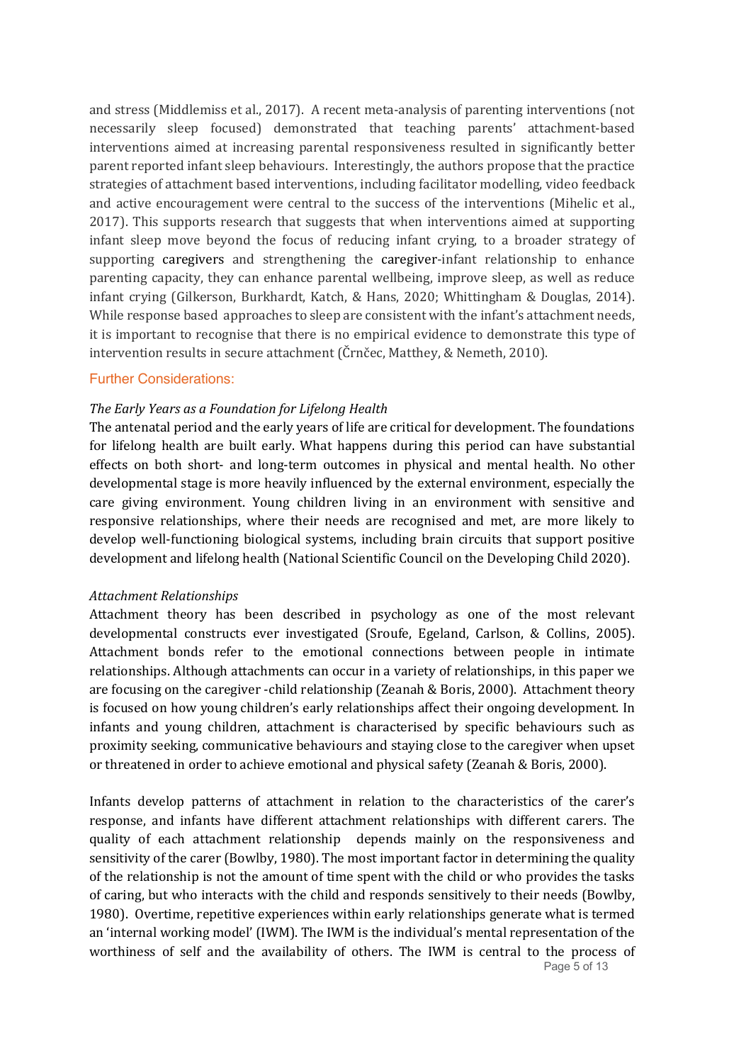and stress (Middlemiss et al., 2017). A recent meta-analysis of parenting interventions (not necessarily sleep focused) demonstrated that teaching parents' attachment-based interventions aimed at increasing parental responsiveness resulted in significantly better parent reported infant sleep behaviours. Interestingly, the authors propose that the practice strategies of attachment based interventions, including facilitator modelling, video feedback and active encouragement were central to the success of the interventions (Mihelic et al., 2017). This supports research that suggests that when interventions aimed at supporting infant sleep move beyond the focus of reducing infant crying, to a broader strategy of supporting caregivers and strengthening the caregiver-infant relationship to enhance parenting capacity, they can enhance parental wellbeing, improve sleep, as well as reduce infant crying (Gilkerson, Burkhardt, Katch, & Hans, 2020; Whittingham & Douglas, 2014). While response based approaches to sleep are consistent with the infant's attachment needs, it is important to recognise that there is no empirical evidence to demonstrate this type of intervention results in secure attachment (Črnčec, Matthey, & Nemeth, 2010).

## Further Considerations:

### *The Early Years as a Foundation for Lifelong Health*

The antenatal period and the early years of life are critical for development. The foundations for lifelong health are built early. What happens during this period can have substantial effects on both short- and long-term outcomes in physical and mental health. No other developmental stage is more heavily influenced by the external environment, especially the care giving environment. Young children living in an environment with sensitive and responsive relationships, where their needs are recognised and met, are more likely to develop well-functioning biological systems, including brain circuits that support positive development and lifelong health (National Scientific Council on the Developing Child 2020).

### *Attachment Relationships*

Attachment theory has been described in psychology as one of the most relevant developmental constructs ever investigated (Sroufe, Egeland, Carlson, & Collins, 2005). Attachment bonds refer to the emotional connections between people in intimate relationships. Although attachments can occur in a variety of relationships, in this paper we are focusing on the caregiver -child relationship (Zeanah & Boris, 2000). Attachment theory is focused on how young children's early relationships affect their ongoing development. In infants and young children, attachment is characterised by specific behaviours such as proximity seeking, communicative behaviours and staying close to the caregiver when upset or threatened in order to achieve emotional and physical safety (Zeanah & Boris, 2000).

Infants develop patterns of attachment in relation to the characteristics of the carer's response, and infants have different attachment relationships with different carers. The quality of each attachment relationship depends mainly on the responsiveness and sensitivity of the carer (Bowlby, 1980). The most important factor in determining the quality of the relationship is not the amount of time spent with the child or who provides the tasks of caring, but who interacts with the child and responds sensitively to their needs (Bowlby, 1980). Overtime, repetitive experiences within early relationships generate what is termed an 'internal working model' (IWM). The IWM is the individual's mental representation of the worthiness of self and the availability of others. The IWM is central to the process of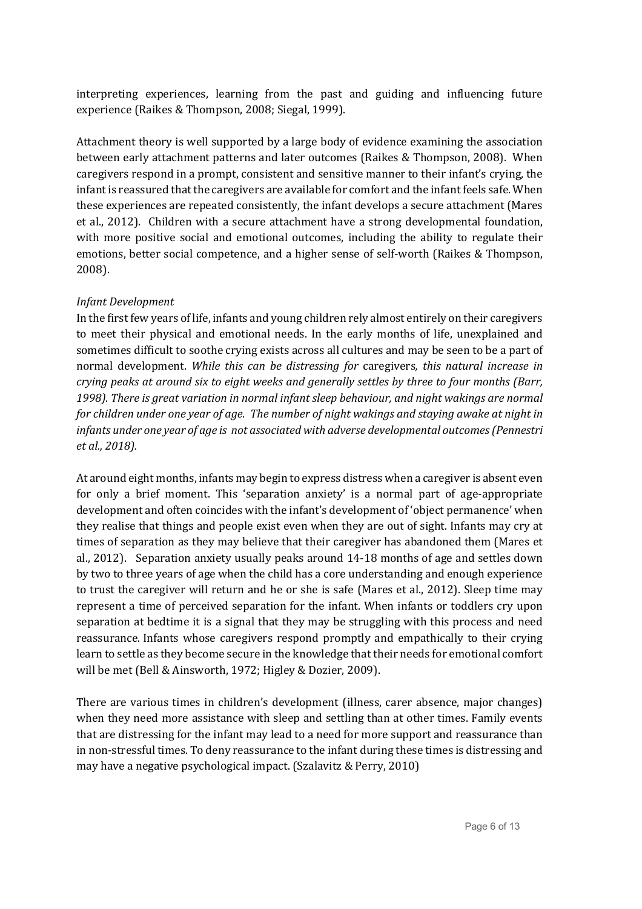interpreting experiences, learning from the past and guiding and influencing future experience (Raikes & Thompson, 2008; Siegal, 1999).

Attachment theory is well supported by a large body of evidence examining the association between early attachment patterns and later outcomes (Raikes & Thompson, 2008). When caregivers respond in a prompt, consistent and sensitive manner to their infant's crying, the infant is reassured that the caregivers are available for comfort and the infant feels safe. When these experiences are repeated consistently, the infant develops a secure attachment (Mares et al., 2012). Children with a secure attachment have a strong developmental foundation, with more positive social and emotional outcomes, including the ability to regulate their emotions, better social competence, and a higher sense of self-worth (Raikes & Thompson, 2008).

*Infant Development*

In the first few years of life, infants and young children rely almost entirely on their caregivers to meet their physical and emotional needs. In the early months of life, unexplained and sometimes difficult to soothe crying exists across all cultures and may be seen to be a part of normal development. *While this can be distressing for* caregivers*, this natural increase in crying peaks at around six to eight weeks and generally settles by three to four months (Barr, 1998). There is great variation in normal infant sleep behaviour, and night wakings are normal for children under one year of age. The number of night wakings and staying awake at night in infants under one year of age is not associated with adverse developmental outcomes (Pennestri et al., 2018).*

At around eight months, infants may begin to express distress when a caregiver is absent even for only a brief moment. This 'separation anxiety' is a normal part of age-appropriate development and often coincides with the infant's development of 'object permanence' when they realise that things and people exist even when they are out of sight. Infants may cry at times of separation as they may believe that their caregiver has abandoned them (Mares et al., 2012). Separation anxiety usually peaks around 14-18 months of age and settles down by two to three years of age when the child has a core understanding and enough experience to trust the caregiver will return and he or she is safe (Mares et al., 2012). Sleep time may represent a time of perceived separation for the infant. When infants or toddlers cry upon separation at bedtime it is a signal that they may be struggling with this process and need reassurance. Infants whose caregivers respond promptly and empathically to their crying learn to settle as they become secure in the knowledge that their needs for emotional comfort will be met (Bell & Ainsworth, 1972; Higley & Dozier, 2009).

There are various times in children's development (illness, carer absence, major changes) when they need more assistance with sleep and settling than at other times. Family events that are distressing for the infant may lead to a need for more support and reassurance than in non-stressful times. To deny reassurance to the infant during these times is distressing and may have a negative psychological impact. (Szalavitz & Perry, 2010)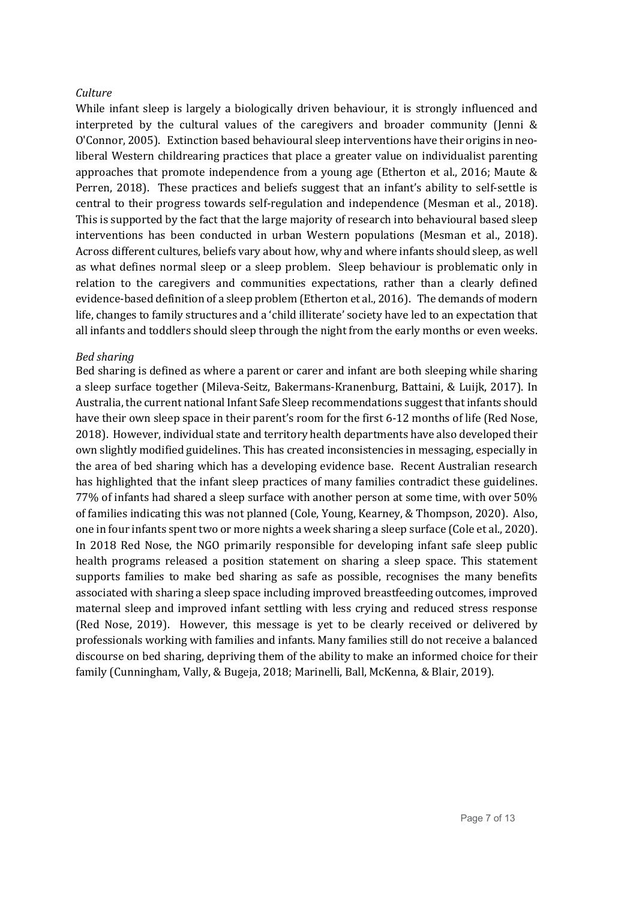*Culture*

While infant sleep is largely a biologically driven behaviour, it is strongly influenced and interpreted by the cultural values of the caregivers and broader community (Jenni & O'Connor, 2005). Extinction based behavioural sleep interventions have their origins in neo-liberal Western childrearing practices that place a greater value on individualist parenting approaches that promote independence from a young age (Etherton et al., 2016; Maute & Perren, 2018). These practices and beliefs suggest that an infant's ability to self-settle is central to their progress towards self-regulation and independence (Mesman et al., 2018). This is supported by the fact that the large majority of research into behavioural based sleep interventions has been conducted in urban Western populations (Mesman et al., 2018). Across different cultures, beliefs vary about how, why and where infants should sleep, as well as what defines normal sleep or a sleep problem. Sleep behaviour is problematic only in relation to the caregivers and communities expectations, rather than a clearly defined evidence-based definition of a sleep problem (Etherton et al., 2016). The demands of modern life, changes to family structures and a 'child illiterate' society have led to an expectation that all infants and toddlers should sleep through the night from the early months or even weeks.

*Bed sharing*

Bed sharing is defined as where a parent or carer and infant are both sleeping while sharing a sleep surface together (Mileva-Seitz, Bakermans-Kranenburg, Battaini, & Luijk, 2017). In Australia, the current national Infant Safe Sleep recommendations suggest that infants should have their own sleep space in their parent's room for the first 6-12 months of life (Red Nose, 2018). However, individual state and territory health departments have also developed their own slightly modified guidelines. This has created inconsistencies in messaging, especially in the area of bed sharing which has a developing evidence base. Recent Australian research has highlighted that the infant sleep practices of many families contradict these guidelines. 77% of infants had shared a sleep surface with another person at some time, with over 50% of families indicating this was not planned (Cole, Young, Kearney, & Thompson, 2020). Also, one in four infants spent two or more nights a week sharing a sleep surface (Cole et al., 2020). In 2018 Red Nose, the NGO primarily responsible for developing infant safe sleep public health programs released a position statement on sharing a sleep space. This statement supports families to make bed sharing as safe as possible, recognises the many benefits associated with sharing a sleep space including improved breastfeeding outcomes, improved maternal sleep and improved infant settling with less crying and reduced stress response (Red Nose, 2019). However, this message is yet to be clearly received or delivered by professionals working with families and infants. Many families still do not receive a balanced discourse on bed sharing, depriving them of the ability to make an informed choice for their family (Cunningham, Vally, & Bugeja, 2018; Marinelli, Ball, McKenna, & Blair, 2019).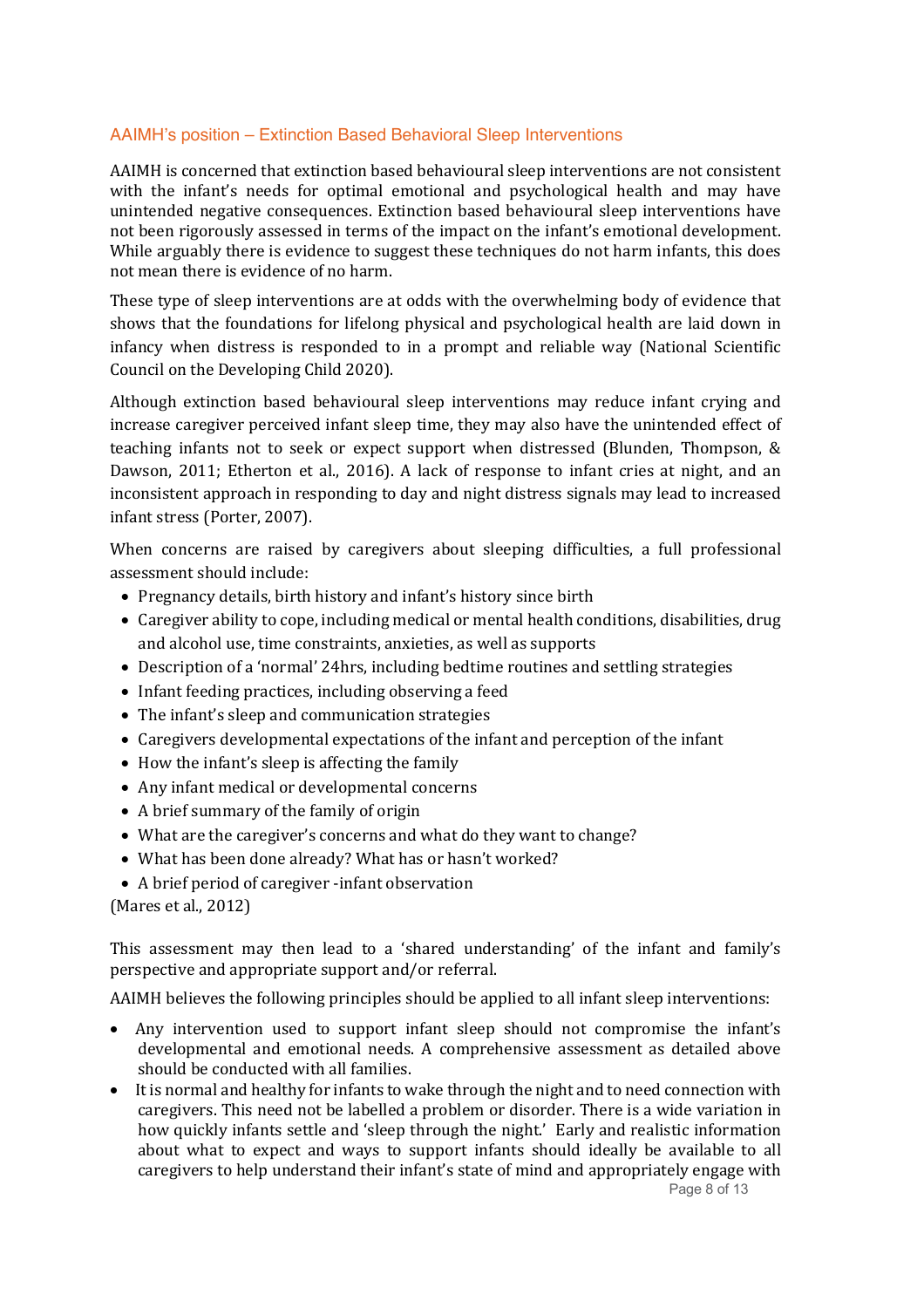## AAIMH's position – Extinction Based Behavioral Sleep Interventions

AAIMH is concerned that extinction based behavioural sleep interventions are not consistent with the infant's needs for optimal emotional and psychological health and may have unintended negative consequences. Extinction based behavioural sleep interventions have not been rigorously assessed in terms of the impact on the infant's emotional development. While arguably there is evidence to suggest these techniques do not harm infants, this does not mean there is evidence of no harm.

These type of sleep interventions are at odds with the overwhelming body of evidence that shows that the foundations for lifelong physical and psychological health are laid down in infancy when distress is responded to in a prompt and reliable way (National Scientific Council on the Developing Child 2020).

Although extinction based behavioural sleep interventions may reduce infant crying and increase caregiver perceived infant sleep time, they may also have the unintended effect of teaching infants not to seek or expect support when distressed (Blunden, Thompson, & Dawson, 2011; Etherton et al., 2016). A lack of response to infant cries at night, and an inconsistent approach in responding to day and night distress signals may lead to increased infant stress (Porter, 2007).

When concerns are raised by caregivers about sleeping difficulties, a full professional assessment should include:

- Pregnancy details, birth history and infant's history since birth
- Caregiver ability to cope, including medical or mental health conditions, disabilities, drug and alcohol use, time constraints, anxieties, as well as supports
- Description of a 'normal' 24hrs, including bedtime routines and settling strategies
- Infant feeding practices, including observing a feed
- The infant's sleep and communication strategies
- Caregivers developmental expectations of the infant and perception of the infant
- How the infant's sleep is affecting the family
- Any infant medical or developmental concerns
- A brief summary of the family of origin
- What are the caregiver's concerns and what do they want to change?
- What has been done already? What has or hasn't worked?
- A brief period of caregiver -infant observation

(Mares et al., 2012)

This assessment may then lead to a 'shared understanding' of the infant and family's perspective and appropriate support and/or referral.

AAIMH believes the following principles should be applied to all infant sleep interventions:

- Any intervention used to support infant sleep should not compromise the infant's developmental and emotional needs. A comprehensive assessment as detailed above should be conducted with all families.
- It is normal and healthy for infants to wake through the night and to need connection with caregivers. This need not be labelled a problem or disorder. There is a wide variation in how quickly infants settle and 'sleep through the night.' Early and realistic information about what to expect and ways to support infants should ideally be available to all caregivers to help understand their infant's state of mind and appropriately engage with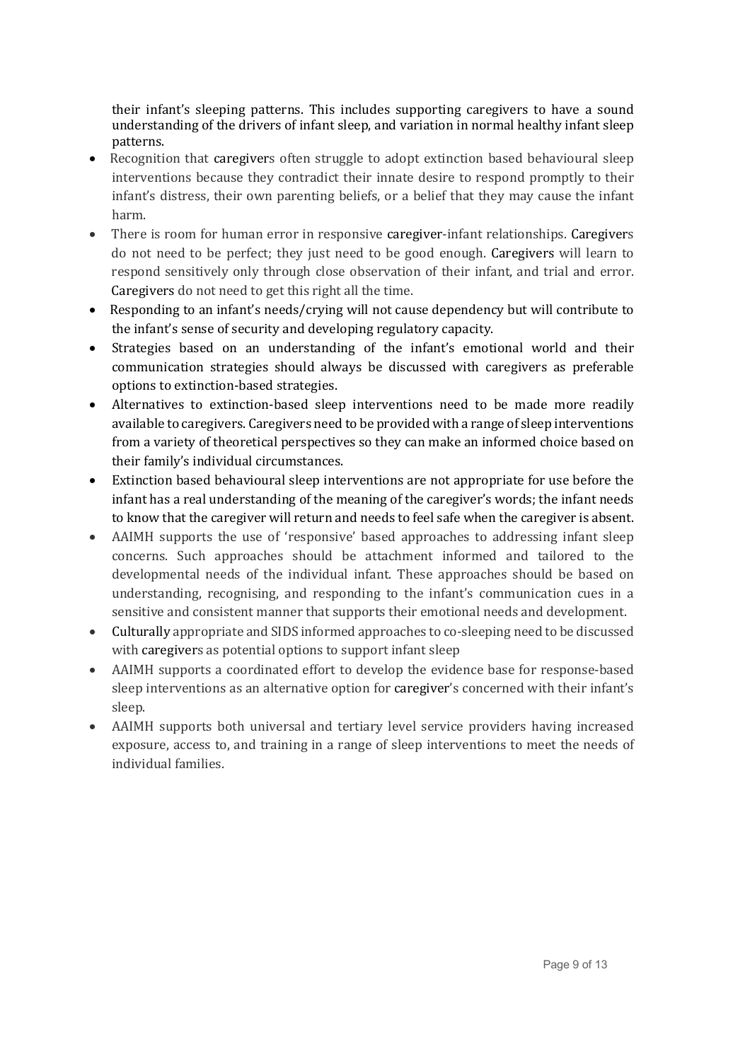their infant's sleeping patterns. This includes supporting caregivers to have a sound understanding of the drivers of infant sleep, and variation in normal healthy infant sleep patterns.

- Recognition that caregivers often struggle to adopt extinction based behavioural sleep interventions because they contradict their innate desire to respond promptly to their infant's distress, their own parenting beliefs, or a belief that they may cause the infant harm.
- There is room for human error in responsive caregiver-infant relationships. Caregivers do not need to be perfect; they just need to be good enough. Caregivers will learn to respond sensitively only through close observation of their infant, and trial and error. Caregivers do not need to get this right all the time.
- Responding to an infant's needs/crying will not cause dependency but will contribute to the infant's sense of security and developing regulatory capacity.
- Strategies based on an understanding of the infant's emotional world and their communication strategies should always be discussed with caregivers as preferable options to extinction-based strategies.
- Alternatives to extinction-based sleep interventions need to be made more readily available to caregivers. Caregivers need to be provided with a range of sleep interventions from a variety of theoretical perspectives so they can make an informed choice based on their family's individual circumstances.
- Extinction based behavioural sleep interventions are not appropriate for use before the infant has a real understanding of the meaning of the caregiver's words; the infant needs to know that the caregiver will return and needs to feel safe when the caregiver is absent.
- AAIMH supports the use of 'responsive' based approaches to addressing infant sleep concerns. Such approaches should be attachment informed and tailored to the developmental needs of the individual infant. These approaches should be based on understanding, recognising, and responding to the infant's communication cues in a sensitive and consistent manner that supports their emotional needs and development.
- Culturally appropriate and SIDS informed approaches to co-sleeping need to be discussed with caregivers as potential options to support infant sleep
- AAIMH supports a coordinated effort to develop the evidence base for response-based sleep interventions as an alternative option for caregiver's concerned with their infant's sleep.
- AAIMH supports both universal and tertiary level service providers having increased exposure, access to, and training in a range of sleep interventions to meet the needs of individual families.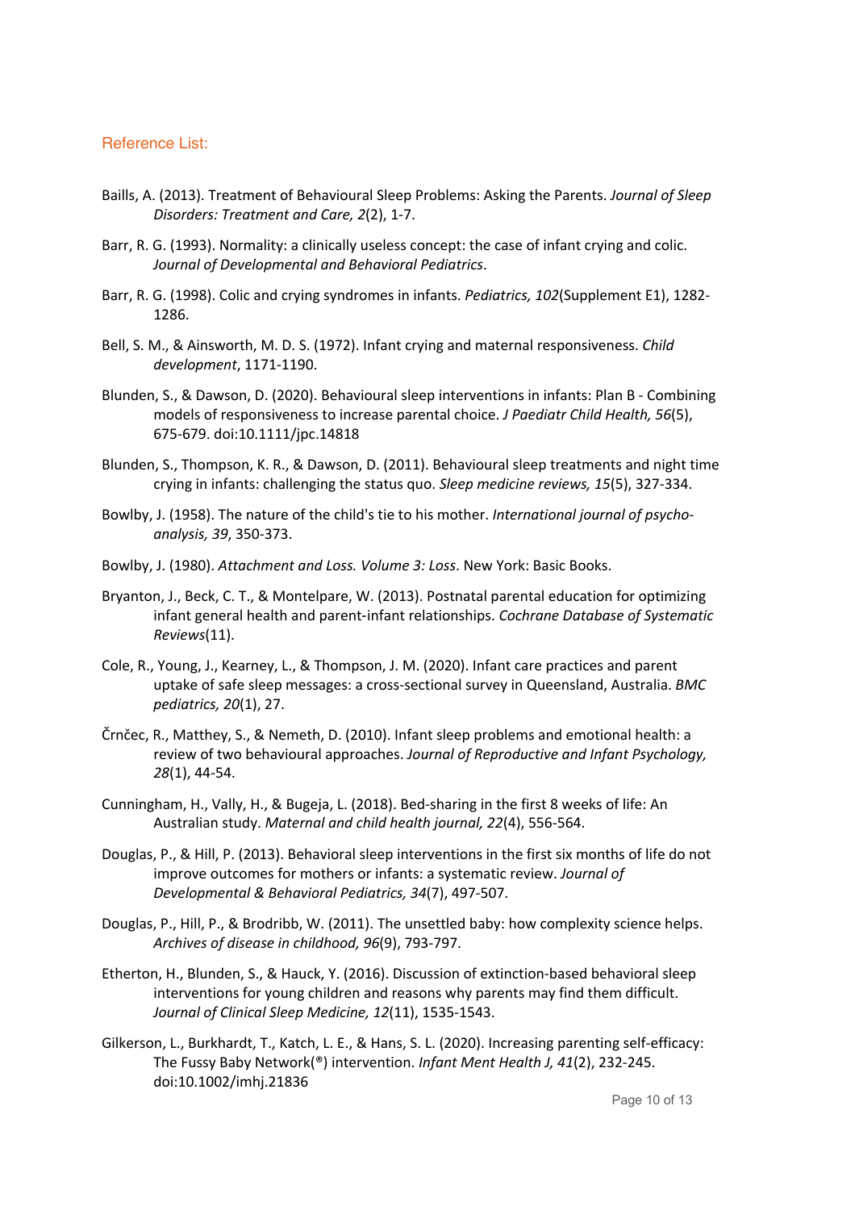## Reference List:

Baills, A. (2013). Treatment of Behavioural Sleep Problems: Asking the Parents. *Journal of Sleep Disorders: Treatment and Care, 2*(2), 1-7.

Barr, R. G. (1993). Normality: a clinically useless concept: the case of infant crying and colic. *Journal of Developmental and Behavioral Pediatrics*.

Barr, R. G. (1998). Colic and crying syndromes in infants. *Pediatrics, 102*(Supplement E1), 1282-1286.

Bell, S. M., & Ainsworth, M. D. S. (1972). Infant crying and maternal responsiveness. *Child development*, 1171-1190.

Blunden, S., & Dawson, D. (2020). Behavioural sleep interventions in infants: Plan B - Combining models of responsiveness to increase parental choice. *J Paediatr Child Health, 56*(5), 675-679. doi:10.1111/jpc.14818

Blunden, S., Thompson, K. R., & Dawson, D. (2011). Behavioural sleep treatments and night time crying in infants: challenging the status quo. *Sleep medicine reviews, 15*(5), 327-334.

Bowlby, J. (1958). The nature of the child's tie to his mother. *International journal of psycho-analysis, 39*, 350-373.

Bowlby, J. (1980). *Attachment and Loss. Volume 3: Loss*. New York: Basic Books.

Bryanton, J., Beck, C. T., & Montelpare, W. (2013). Postnatal parental education for optimizing infant general health and parent-infant relationships. *Cochrane Database of Systematic Reviews*(11).

Cole, R., Young, J., Kearney, L., & Thompson, J. M. (2020). Infant care practices and parent uptake of safe sleep messages: a cross-sectional survey in Queensland, Australia. *BMC pediatrics, 20*(1), 27.

Črnčec, R., Matthey, S., & Nemeth, D. (2010). Infant sleep problems and emotional health: a review of two behavioural approaches. *Journal of Reproductive and Infant Psychology, 28*(1), 44-54.

Cunningham, H., Vally, H., & Bugeja, L. (2018). Bed-sharing in the first 8 weeks of life: An Australian study. *Maternal and child health journal, 22*(4), 556-564.

Douglas, P., & Hill, P. (2013). Behavioral sleep interventions in the first six months of life do not improve outcomes for mothers or infants: a systematic review. *Journal of Developmental & Behavioral Pediatrics, 34*(7), 497-507.

Douglas, P., Hill, P., & Brodribb, W. (2011). The unsettled baby: how complexity science helps. *Archives of disease in childhood, 96*(9), 793-797.

Etherton, H., Blunden, S., & Hauck, Y. (2016). Discussion of extinction-based behavioral sleep interventions for young children and reasons why parents may find them difficult. *Journal of Clinical Sleep Medicine, 12*(11), 1535-1543.

Gilkerson, L., Burkhardt, T., Katch, L. E., & Hans, S. L. (2020). Increasing parenting self-efficacy: The Fussy Baby Network(®) intervention. *Infant Ment Health J, 41*(2), 232-245. doi:10.1002/imhj.21836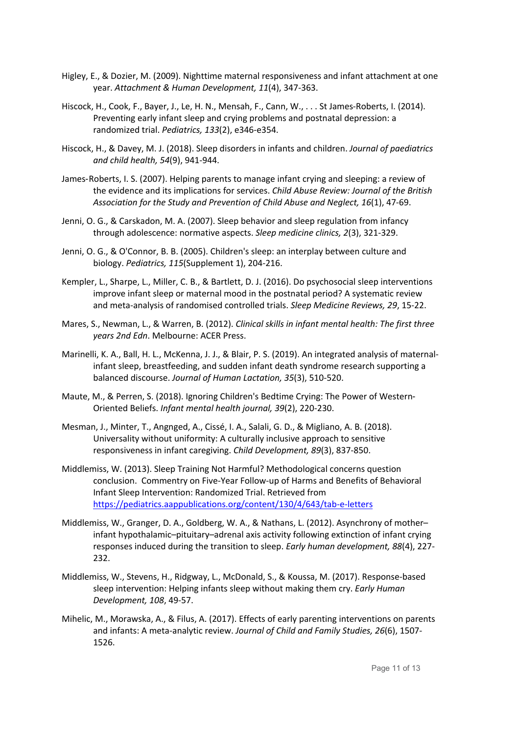Higley, E., & Dozier, M. (2009). Nighttime maternal responsiveness and infant attachment at one year. *Attachment & Human Development, 11*(4), 347-363.

Hiscock, H., Cook, F., Bayer, J., Le, H. N., Mensah, F., Cann, W., . . . St James-Roberts, I. (2014). Preventing early infant sleep and crying problems and postnatal depression: a randomized trial. *Pediatrics, 133*(2), e346-e354.

Hiscock, H., & Davey, M. J. (2018). Sleep disorders in infants and children. *Journal of paediatrics and child health, 54*(9), 941-944.

James-Roberts, I. S. (2007). Helping parents to manage infant crying and sleeping: a review of the evidence and its implications for services. *Child Abuse Review: Journal of the British Association for the Study and Prevention of Child Abuse and Neglect, 16*(1), 47-69.

Jenni, O. G., & Carskadon, M. A. (2007). Sleep behavior and sleep regulation from infancy through adolescence: normative aspects. *Sleep medicine clinics, 2*(3), 321-329.

Jenni, O. G., & O'Connor, B. B. (2005). Children's sleep: an interplay between culture and biology. *Pediatrics, 115*(Supplement 1), 204-216.

Kempler, L., Sharpe, L., Miller, C. B., & Bartlett, D. J. (2016). Do psychosocial sleep interventions improve infant sleep or maternal mood in the postnatal period? A systematic review and meta-analysis of randomised controlled trials. *Sleep Medicine Reviews, 29*, 15-22.

Mares, S., Newman, L., & Warren, B. (2012). *Clinical skills in infant mental health: The first three years 2nd Edn*. Melbourne: ACER Press.

Marinelli, K. A., Ball, H. L., McKenna, J. J., & Blair, P. S. (2019). An integrated analysis of maternal-infant sleep, breastfeeding, and sudden infant death syndrome research supporting a balanced discourse. *Journal of Human Lactation, 35*(3), 510-520.

Maute, M., & Perren, S. (2018). Ignoring Children's Bedtime Crying: The Power of Western-Oriented Beliefs. *Infant mental health journal, 39*(2), 220-230.

Mesman, J., Minter, T., Angnged, A., Cissé, I. A., Salali, G. D., & Migliano, A. B. (2018). Universality without uniformity: A culturally inclusive approach to sensitive responsiveness in infant caregiving. *Child Development, 89*(3), 837-850.

Middlemiss, W. (2013). Sleep Training Not Harmful? Methodological concerns question conclusion. Commentry on Five-Year Follow-up of Harms and Benefits of Behavioral Infant Sleep Intervention: Randomized Trial. Retrieved from https://pediatrics.aappublications.org/content/130/4/643/tab-e-letters

Middlemiss, W., Granger, D. A., Goldberg, W. A., & Nathans, L. (2012). Asynchrony of mother–infant hypothalamic–pituitary–adrenal axis activity following extinction of infant crying responses induced during the transition to sleep. *Early human development, 88*(4), 227-232.

Middlemiss, W., Stevens, H., Ridgway, L., McDonald, S., & Koussa, M. (2017). Response-based sleep intervention: Helping infants sleep without making them cry. *Early Human Development, 108*, 49-57.

Mihelic, M., Morawska, A., & Filus, A. (2017). Effects of early parenting interventions on parents and infants: A meta-analytic review. *Journal of Child and Family Studies, 26*(6), 1507-1526.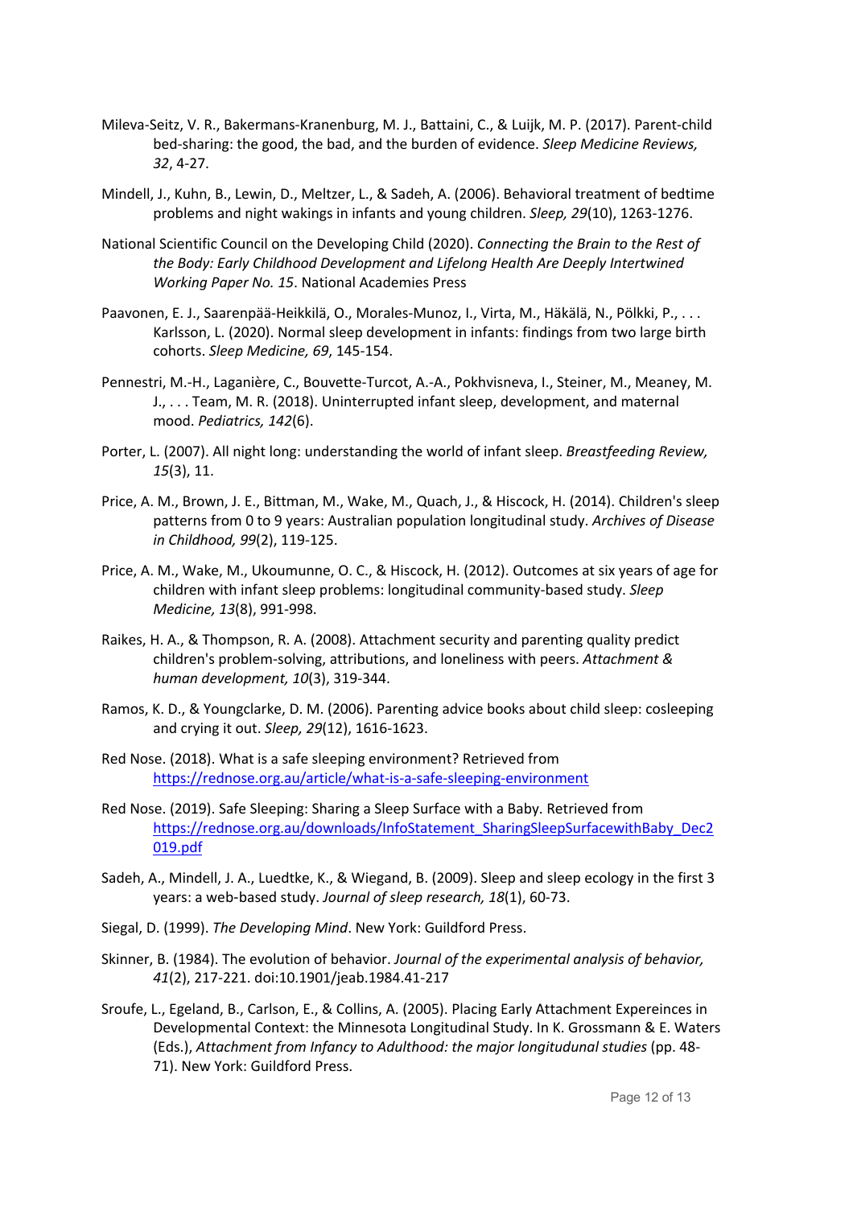Mileva-Seitz, V. R., Bakermans-Kranenburg, M. J., Battaini, C., & Luijk, M. P. (2017). Parent-child bed-sharing: the good, the bad, and the burden of evidence. *Sleep Medicine Reviews, 32*, 4-27.

Mindell, J., Kuhn, B., Lewin, D., Meltzer, L., & Sadeh, A. (2006). Behavioral treatment of bedtime problems and night wakings in infants and young children. *Sleep, 29*(10), 1263-1276.

National Scientific Council on the Developing Child (2020). *Connecting the Brain to the Rest of the Body: Early Childhood Development and Lifelong Health Are Deeply Intertwined Working Paper No. 15*. National Academies Press

Paavonen, E. J., Saarenpää-Heikkilä, O., Morales-Munoz, I., Virta, M., Häkälä, N., Pölkki, P., . . . Karlsson, L. (2020). Normal sleep development in infants: findings from two large birth cohorts. *Sleep Medicine, 69*, 145-154.

Pennestri, M.-H., Laganière, C., Bouvette-Turcot, A.-A., Pokhvisneva, I., Steiner, M., Meaney, M. J., . . . Team, M. R. (2018). Uninterrupted infant sleep, development, and maternal mood. *Pediatrics, 142*(6).

Porter, L. (2007). All night long: understanding the world of infant sleep. *Breastfeeding Review, 15*(3), 11.

Price, A. M., Brown, J. E., Bittman, M., Wake, M., Quach, J., & Hiscock, H. (2014). Children's sleep patterns from 0 to 9 years: Australian population longitudinal study. *Archives of Disease in Childhood, 99*(2), 119-125.

Price, A. M., Wake, M., Ukoumunne, O. C., & Hiscock, H. (2012). Outcomes at six years of age for children with infant sleep problems: longitudinal community-based study. *Sleep Medicine, 13*(8), 991-998.

Raikes, H. A., & Thompson, R. A. (2008). Attachment security and parenting quality predict children's problem-solving, attributions, and loneliness with peers. *Attachment & human development, 10*(3), 319-344.

Ramos, K. D., & Youngclarke, D. M. (2006). Parenting advice books about child sleep: cosleeping and crying it out. *Sleep, 29*(12), 1616-1623.

Red Nose. (2018). What is a safe sleeping environment? Retrieved from https://rednose.org.au/article/what-is-a-safe-sleeping-environment

Red Nose. (2019). Safe Sleeping: Sharing a Sleep Surface with a Baby. Retrieved from https://rednose.org.au/downloads/InfoStatement_SharingSleepSurfacewithBaby_Dec2019.pdf

Sadeh, A., Mindell, J. A., Luedtke, K., & Wiegand, B. (2009). Sleep and sleep ecology in the first 3 years: a web-based study. *Journal of sleep research, 18*(1), 60-73.

Siegal, D. (1999). *The Developing Mind*. New York: Guildford Press.

Skinner, B. (1984). The evolution of behavior. *Journal of the experimental analysis of behavior, 41*(2), 217-221. doi:10.1901/jeab.1984.41-217

Sroufe, L., Egeland, B., Carlson, E., & Collins, A. (2005). Placing Early Attachment Expereinces in Developmental Context: the Minnesota Longitudinal Study. In K. Grossmann & E. Waters (Eds.), *Attachment from Infancy to Adulthood: the major longitudunal studies* (pp. 48-71). New York: Guildford Press.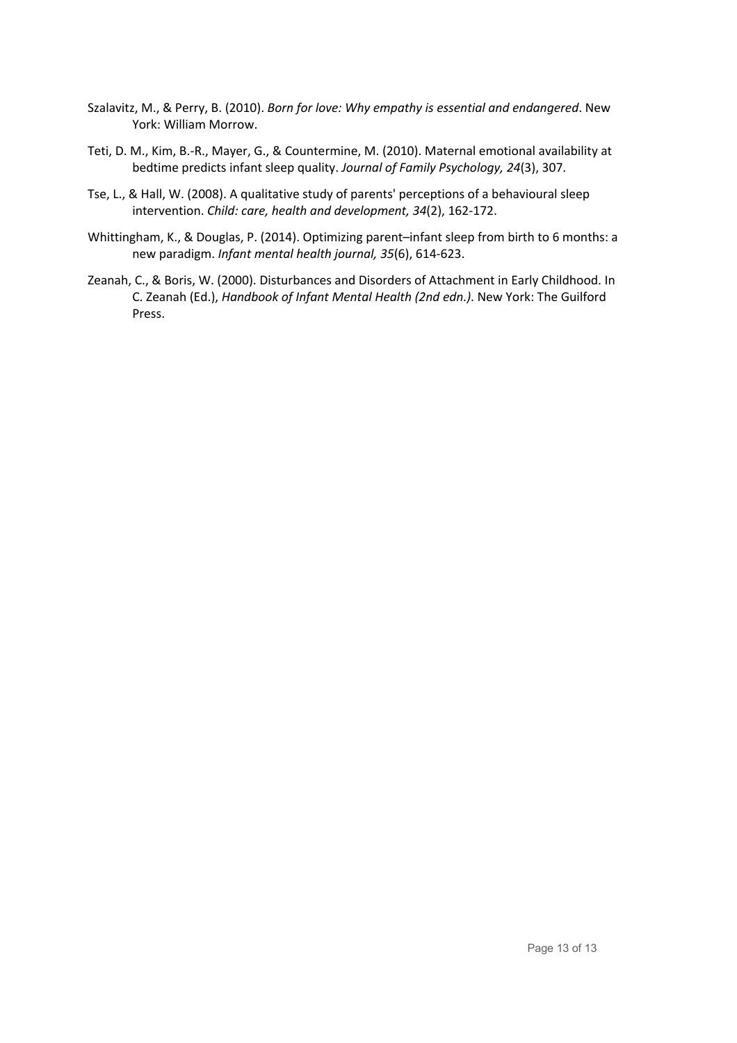Szalavitz, M., & Perry, B. (2010). *Born for love: Why empathy is essential and endangered*. New York: William Morrow.

Teti, D. M., Kim, B.-R., Mayer, G., & Countermine, M. (2010). Maternal emotional availability at bedtime predicts infant sleep quality. *Journal of Family Psychology, 24*(3), 307.

Tse, L., & Hall, W. (2008). A qualitative study of parents' perceptions of a behavioural sleep intervention. *Child: care, health and development, 34*(2), 162-172.

Whittingham, K., & Douglas, P. (2014). Optimizing parent–infant sleep from birth to 6 months: a new paradigm. *Infant mental health journal, 35*(6), 614-623.

Zeanah, C., & Boris, W. (2000). Disturbances and Disorders of Attachment in Early Childhood. In C. Zeanah (Ed.), *Handbook of Infant Mental Health (2nd edn.)*. New York: The Guilford Press.